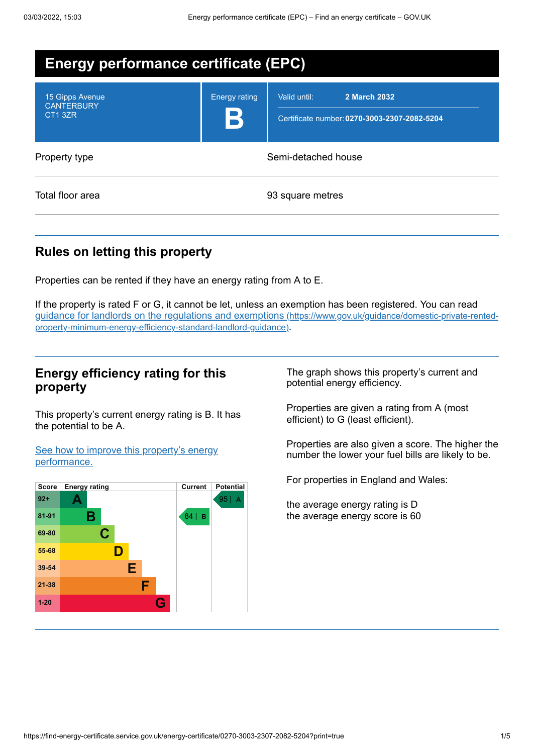# Energy performance certificate (EPC)

15 Gipps Avenue
CANTERBURY
CT1 3ZR

Energy rating

**B**

Valid until: **2 March 2032**

Certificate number: **0270-3003-2307-2082-5204**

| Property type | Semi-detached house |
|---|---|
| Total floor area | 93 square metres |

## Rules on letting this property

Properties can be rented if they have an energy rating from A to E.

If the property is rated F or G, it cannot be let, unless an exemption has been registered. You can read guidance for landlords on the regulations and exemptions (https://www.gov.uk/guidance/domestic-private-rented-property-minimum-energy-efficiency-standard-landlord-guidance).

## Energy efficiency rating for this property

This property's current energy rating is B. It has the potential to be A.

See how to improve this property's energy performance.

| Score | Energy rating | Current | Potential |
|---|---|---|---|
| 92+ | A | | 95 \| A |
| 81-91 | B | 84 \| B | |
| 69-80 | C | | |
| 55-68 | D | | |
| 39-54 | E | | |
| 21-38 | F | | |
| 1-20 | G | | |

The graph shows this property's current and potential energy efficiency.

Properties are given a rating from A (most efficient) to G (least efficient).

Properties are also given a score. The higher the number the lower your fuel bills are likely to be.

For properties in England and Wales:

the average energy rating is D
the average energy score is 60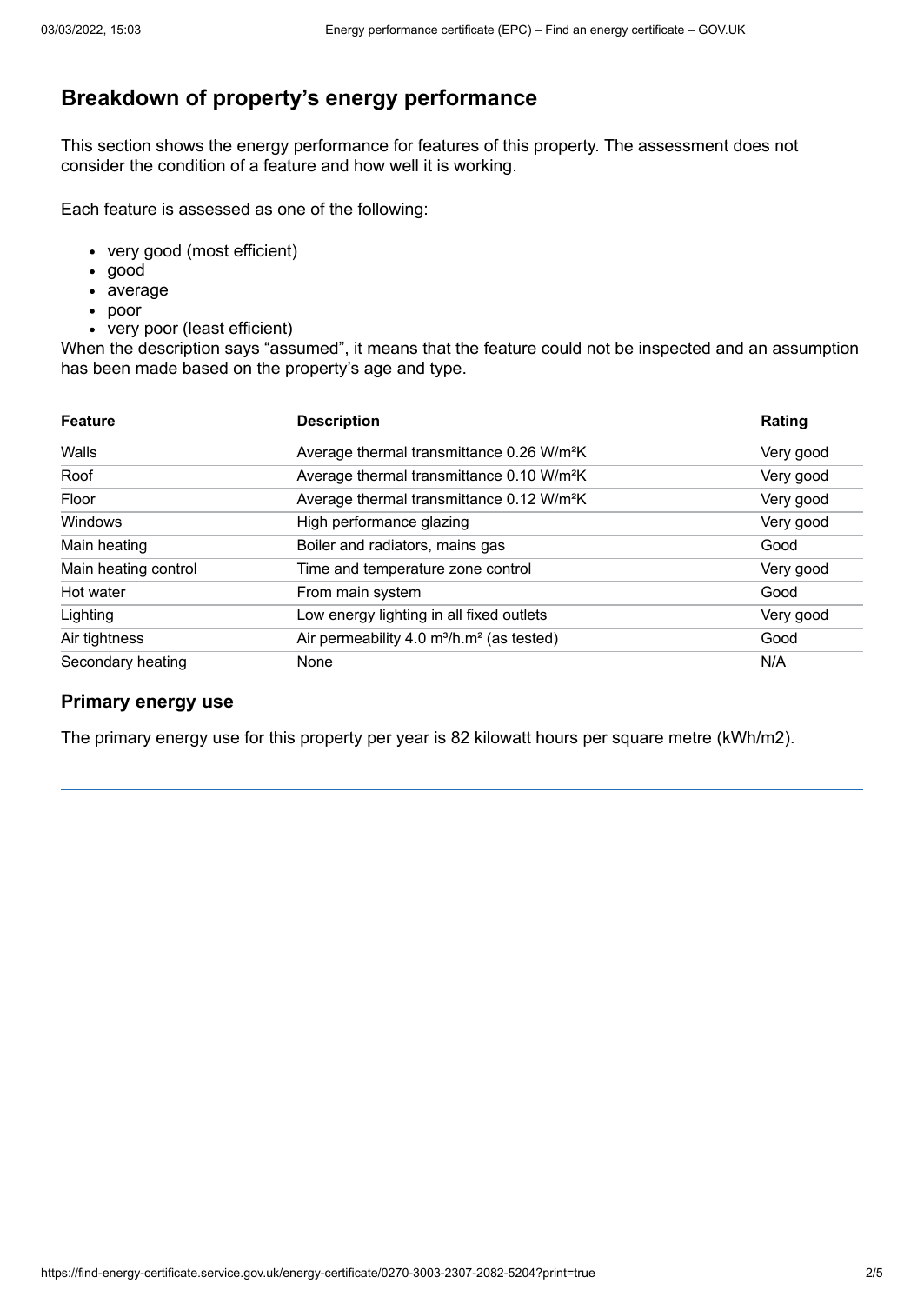## Breakdown of property's energy performance

This section shows the energy performance for features of this property. The assessment does not consider the condition of a feature and how well it is working.

Each feature is assessed as one of the following:

- very good (most efficient)
- good
- average
- poor
- very poor (least efficient)

When the description says "assumed", it means that the feature could not be inspected and an assumption has been made based on the property's age and type.

| Feature | Description | Rating |
| --- | --- | --- |
| Walls | Average thermal transmittance 0.26 $W/m^2K$ | Very good |
| Roof | Average thermal transmittance 0.10 $W/m^2K$ | Very good |
| Floor | Average thermal transmittance 0.12 $W/m^2K$ | Very good |
| Windows | High performance glazing | Very good |
| Main heating | Boiler and radiators, mains gas | Good |
| Main heating control | Time and temperature zone control | Very good |
| Hot water | From main system | Good |
| Lighting | Low energy lighting in all fixed outlets | Very good |
| Air tightness | Air permeability 4.0 $m^3/h.m^2$ (as tested) | Good |
| Secondary heating | None | N/A |

### Primary energy use

The primary energy use for this property per year is 82 kilowatt hours per square metre (kWh/m2).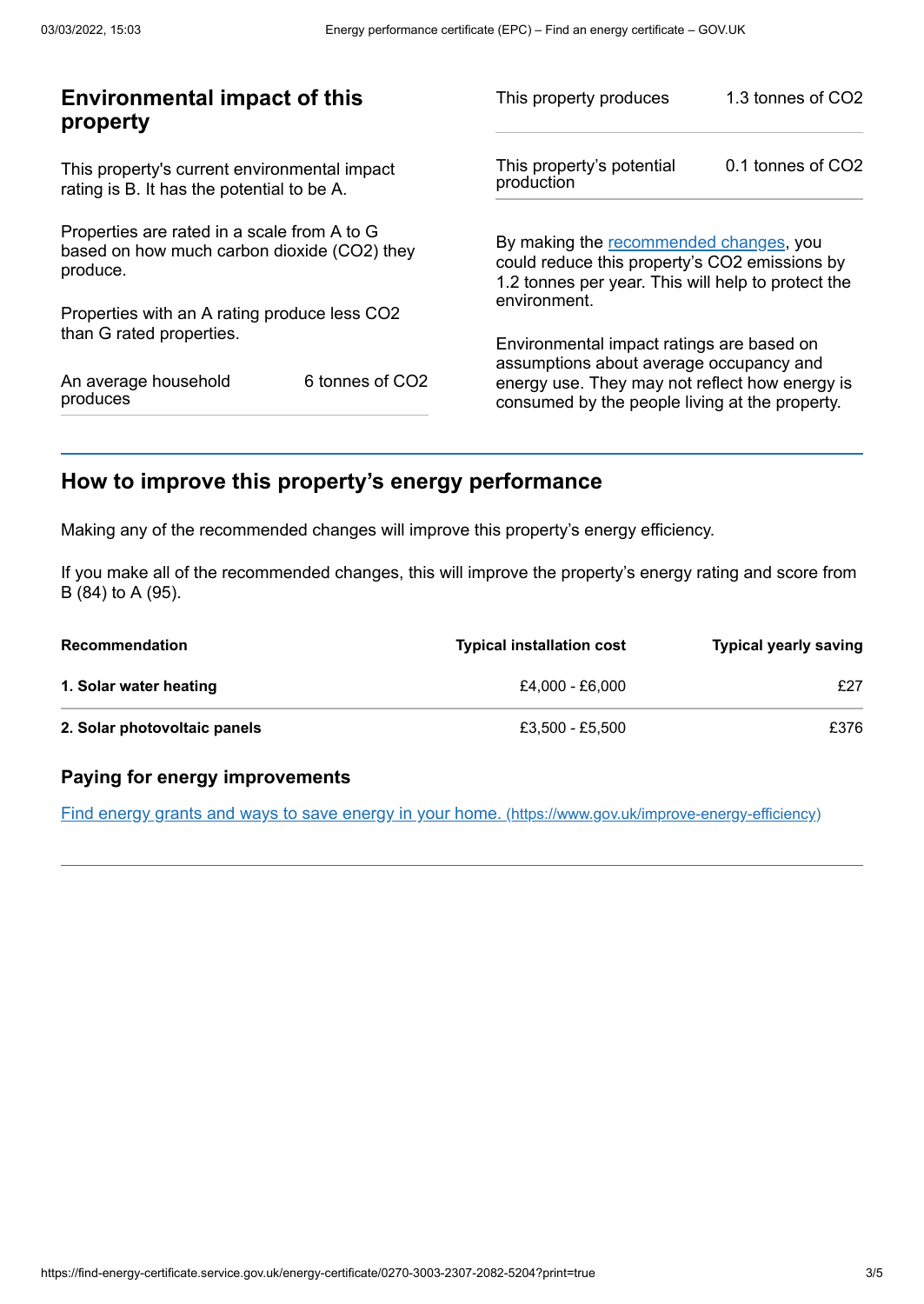## Environmental impact of this property

This property's current environmental impact rating is B. It has the potential to be A.

Properties are rated in a scale from A to G based on how much carbon dioxide ($CO_2$) they produce.

Properties with an A rating produce less $CO_2$ than G rated properties.

| | |
|---|---|
| An average household produces | 6 tonnes of $CO_2$ |

| | |
|---|---|
| This property produces | 1.3 tonnes of $CO_2$ |
| This property's potential production | 0.1 tonnes of $CO_2$ |

By making the recommended changes, you could reduce this property's $CO_2$ emissions by 1.2 tonnes per year. This will help to protect the environment.

Environmental impact ratings are based on assumptions about average occupancy and energy use. They may not reflect how energy is consumed by the people living at the property.

## How to improve this property's energy performance

Making any of the recommended changes will improve this property's energy efficiency.

If you make all of the recommended changes, this will improve the property's energy rating and score from B (84) to A (95).

| Recommendation | Typical installation cost | Typical yearly saving |
|---|---|---|
| **1. Solar water heating** | £4,000 - £6,000 | £27 |
| **2. Solar photovoltaic panels** | £3,500 - £5,500 | £376 |

### Paying for energy improvements

Find energy grants and ways to save energy in your home. (https://www.gov.uk/improve-energy-efficiency)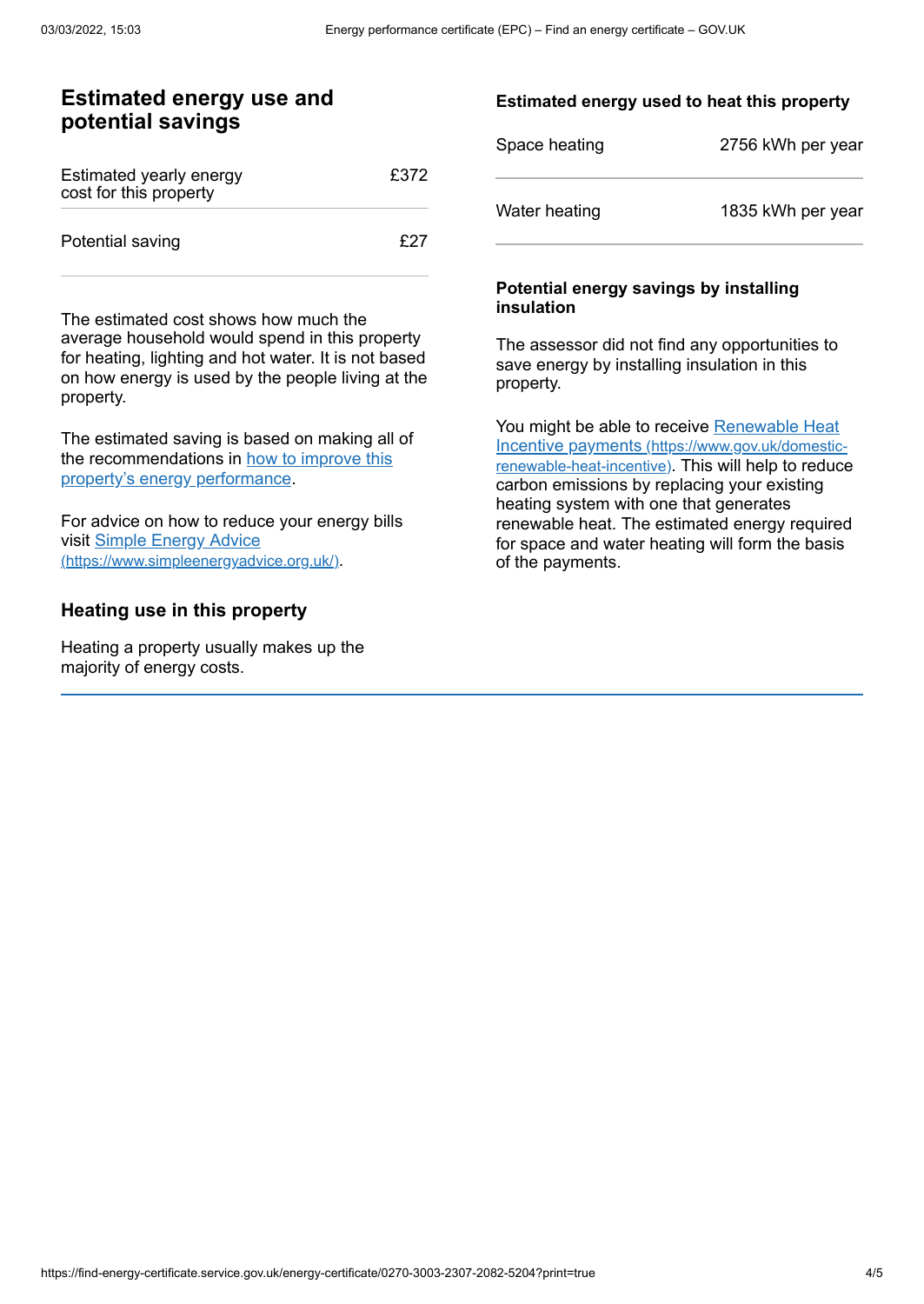## Estimated energy use and potential savings

| | |
|---|---|
| Estimated yearly energy cost for this property | £372 |
| Potential saving | £27 |

The estimated cost shows how much the average household would spend in this property for heating, lighting and hot water. It is not based on how energy is used by the people living at the property.

The estimated saving is based on making all of the recommendations in [how to improve this property's energy performance](#).

For advice on how to reduce your energy bills visit [Simple Energy Advice](https://www.simpleenergyadvice.org.uk/) (https://www.simpleenergyadvice.org.uk/).

## Heating use in this property

Heating a property usually makes up the majority of energy costs.

### Estimated energy used to heat this property

| | |
|---|---|
| Space heating | 2756 kWh per year |
| Water heating | 1835 kWh per year |

### Potential energy savings by installing insulation

The assessor did not find any opportunities to save energy by installing insulation in this property.

You might be able to receive [Renewable Heat Incentive payments](https://www.gov.uk/domestic-renewable-heat-incentive) (https://www.gov.uk/domestic-renewable-heat-incentive). This will help to reduce carbon emissions by replacing your existing heating system with one that generates renewable heat. The estimated energy required for space and water heating will form the basis of the payments.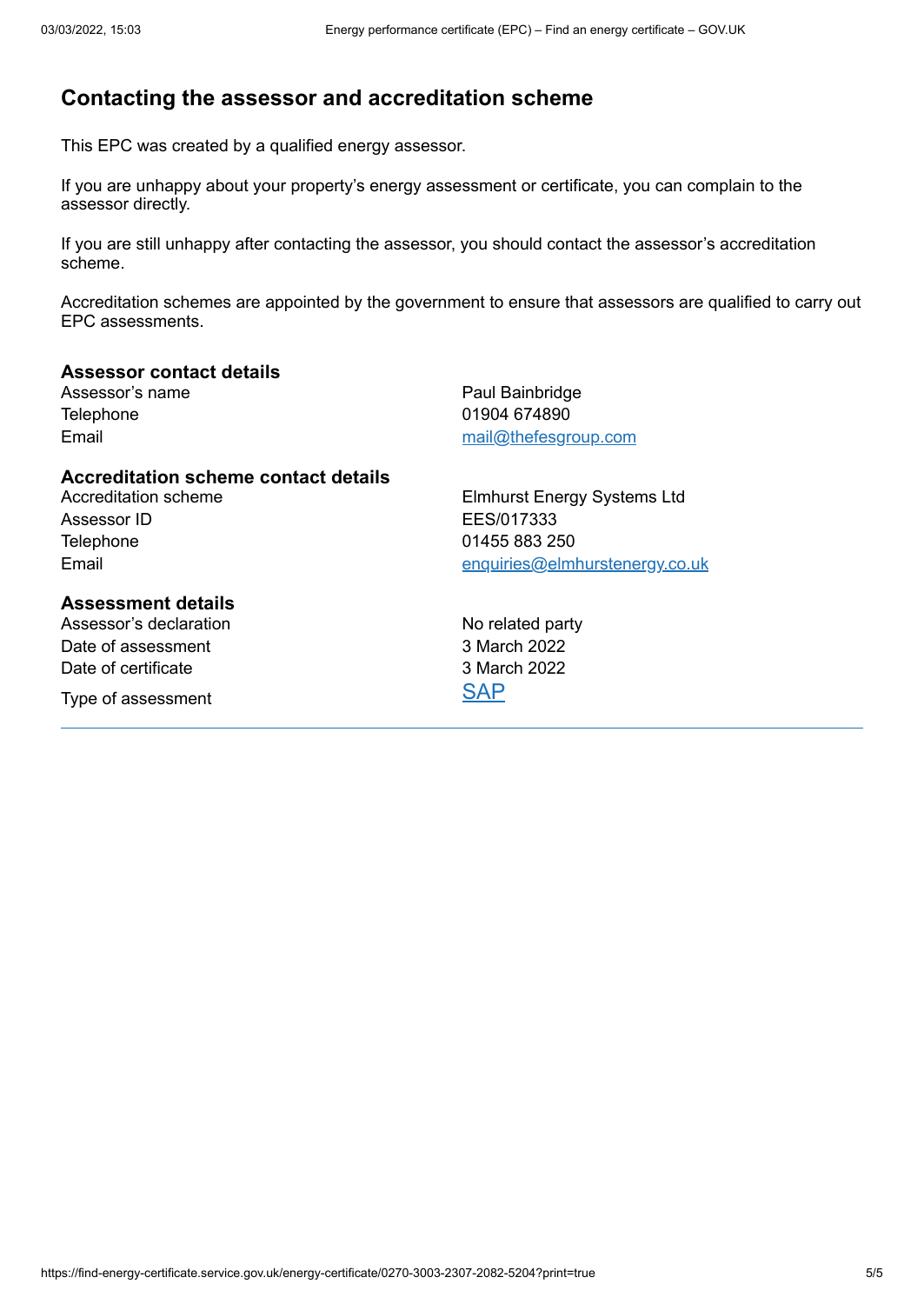## Contacting the assessor and accreditation scheme

This EPC was created by a qualified energy assessor.

If you are unhappy about your property's energy assessment or certificate, you can complain to the assessor directly.

If you are still unhappy after contacting the assessor, you should contact the assessor's accreditation scheme.

Accreditation schemes are appointed by the government to ensure that assessors are qualified to carry out EPC assessments.

### Assessor contact details

| | |
|---|---|
| Assessor's name | Paul Bainbridge |
| Telephone | 01904 674890 |
| Email | mail@thefesgroup.com |

### Accreditation scheme contact details

| | |
|---|---|
| Accreditation scheme | Elmhurst Energy Systems Ltd |
| Assessor ID | EES/017333 |
| Telephone | 01455 883 250 |
| Email | enquiries@elmhurstenergy.co.uk |

### Assessment details

| | |
|---|---|
| Assessor's declaration | No related party |
| Date of assessment | 3 March 2022 |
| Date of certificate | 3 March 2022 |
| Type of assessment | SAP |